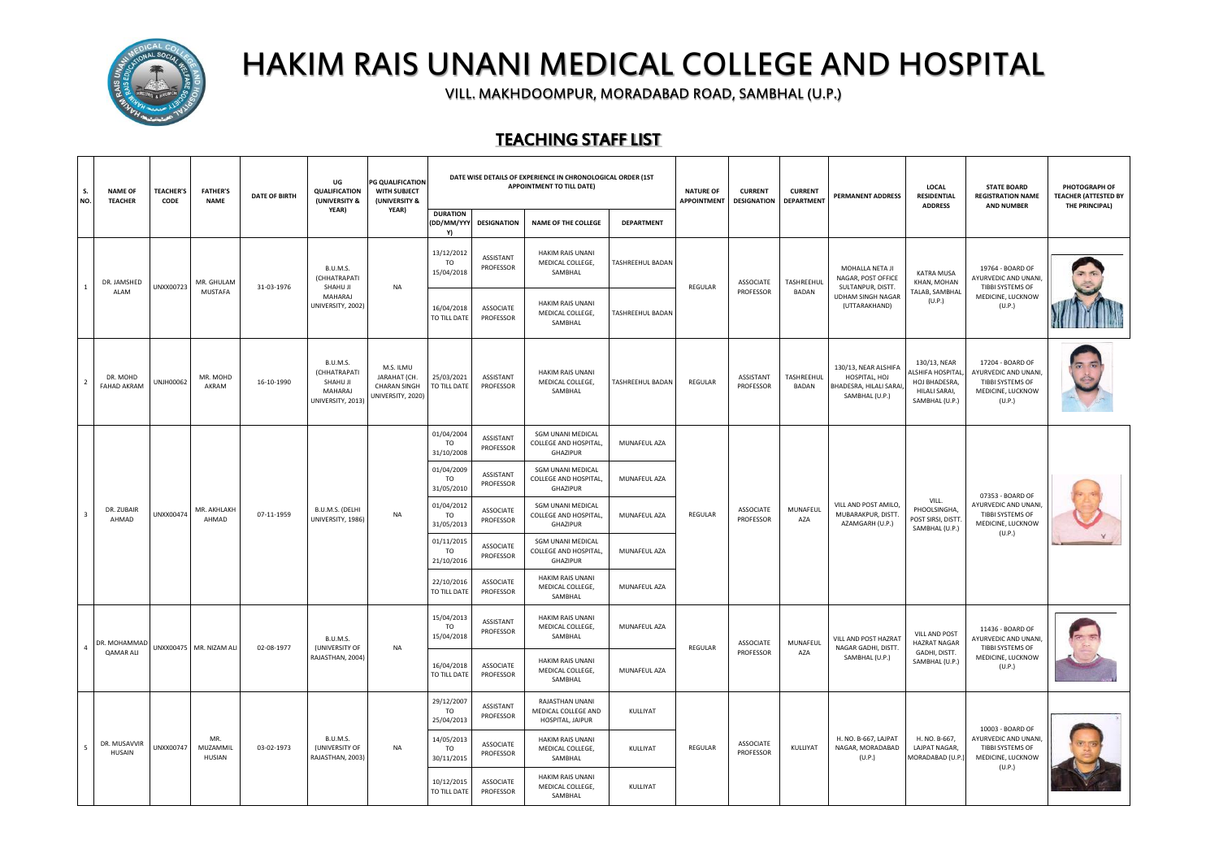# HAKIM RAIS UNANI MEDICAL COLLEGE AND HOSPITAL

VILL. MAKHDOOMPUR, MORADABAD ROAD, SAMBHAL (U.P.)

## TEACHING STAFF LIST

| S. NO. | NAME OF TEACHER | TEACHER'S CODE | FATHER'S NAME | DATE OF BIRTH | UG QUALIFICATION (UNIVERSITY & YEAR) | PG QUALIFICATION WITH SUBJECT (UNIVERSITY & YEAR) | DATE WISE DETAILS OF EXPERIENCE IN CHRONOLOGICAL ORDER (1ST APPOINTMENT TO TILL DATE) | | | | NATURE OF APPOINTMENT | CURRENT DESIGNATION | CURRENT DEPARTMENT | PERMANENT ADDRESS | LOCAL RESIDENTIAL ADDRESS | STATE BOARD REGISTRATION NAME AND NUMBER | PHOTOGRAPH OF TEACHER (ATTESTED BY THE PRINCIPAL) |
|---|---|---|---|---|---|---|---|---|---|---|---|---|---|---|---|---|---|
| | | | | | | | DURATION (DD/MM/YYYY) | DESIGNATION | NAME OF THE COLLEGE | DEPARTMENT | | | | | | | |
| 1 | DR. JAMSHED ALAM | UNXX00723 | MR. GHULAM MUSTAFA | 31-03-1976 | B.U.M.S. (CHHATRAPATI SHAHU JI MAHARAJ UNIVERSITY, 2002) | NA | 13/12/2012 TO 15/04/2018 | ASSISTANT PROFESSOR | HAKIM RAIS UNANI MEDICAL COLLEGE, SAMBHAL | TASHREEHUL BADAN | REGULAR | ASSOCIATE PROFESSOR | TASHREEHUL BADAN | MOHALLA NETA JI NAGAR, POST OFFICE SULTANPUR, DISTT. UDHAM SINGH NAGAR (UTTARAKHAND) | KATRA MUSA KHAN, MOHAN TALAB, SAMBHAL (U.P.) | 19764 - BOARD OF AYURVEDIC AND UNANI, TIBBI SYSTEMS OF MEDICINE, LUCKNOW (U.P.) | |
| | | | | | | | 16/04/2018 TO TILL DATE | ASSOCIATE PROFESSOR | HAKIM RAIS UNANI MEDICAL COLLEGE, SAMBHAL | TASHREEHUL BADAN | | | | | | | |
| 2 | DR. MOHD FAHAD AKRAM | UNJH00062 | MR. MOHD AKRAM | 16-10-1990 | B.U.M.S. (CHHATRAPATI SHAHU JI MAHARAJ UNIVERSITY, 2013) | M.S. ILMU JARAHAT (CH. CHARAN SINGH UNIVERSITY, 2020) | 25/03/2021 TO TILL DATE | ASSISTANT PROFESSOR | HAKIM RAIS UNANI MEDICAL COLLEGE, SAMBHAL | TASHREEHUL BADAN | REGULAR | ASSISTANT PROFESSOR | TASHREEHUL BADAN | 130/13, NEAR ALSHIFA HOSPITAL, HOJ BHADESRA, HILALI SARAI, SAMBHAL (U.P.) | 130/13, NEAR ALSHIFA HOSPITAL, HOJ BHADESRA, HILALI SARAI, SAMBHAL (U.P.) | 17204 - BOARD OF AYURVEDIC AND UNANI, TIBBI SYSTEMS OF MEDICINE, LUCKNOW (U.P.) | |
| 3 | DR. ZUBAIR AHMAD | UNXX00474 | MR. AKHLAKH AHMAD | 07-11-1959 | B.U.M.S. (DELHI UNIVERSITY, 1986) | NA | 01/04/2004 TO 31/10/2008 | ASSISTANT PROFESSOR | SGM UNANI MEDICAL COLLEGE AND HOSPITAL, GHAZIPUR | MUNAFEUL AZA | REGULAR | ASSOCIATE PROFESSOR | MUNAFEUL AZA | VILL AND POST AMILO, MUBARAKPUR, DISTT. AZAMGARH (U.P.) | VILL. PHOOLSINGHA, POST SIRSI, DISTT. SAMBHAL (U.P.) | 07353 - BOARD OF AYURVEDIC AND UNANI, TIBBI SYSTEMS OF MEDICINE, LUCKNOW (U.P.) | |
| | | | | | | | 01/04/2009 TO 31/05/2010 | ASSISTANT PROFESSOR | SGM UNANI MEDICAL COLLEGE AND HOSPITAL, GHAZIPUR | MUNAFEUL AZA | | | | | | | |
| | | | | | | | 01/04/2012 TO 31/05/2013 | ASSOCIATE PROFESSOR | SGM UNANI MEDICAL COLLEGE AND HOSPITAL, GHAZIPUR | MUNAFEUL AZA | | | | | | | |
| | | | | | | | 01/11/2015 TO 21/10/2016 | ASSOCIATE PROFESSOR | SGM UNANI MEDICAL COLLEGE AND HOSPITAL, GHAZIPUR | MUNAFEUL AZA | | | | | | | |
| | | | | | | | 22/10/2016 TO TILL DATE | ASSOCIATE PROFESSOR | HAKIM RAIS UNANI MEDICAL COLLEGE, SAMBHAL | MUNAFEUL AZA | | | | | | | |
| 4 | DR. MOHAMMAD QAMAR ALI | UNXX00475 | MR. NIZAM ALI | 02-08-1977 | B.U.M.S. (UNIVERSITY OF RAJASTHAN, 2004) | NA | 15/04/2013 TO 15/04/2018 | ASSISTANT PROFESSOR | HAKIM RAIS UNANI MEDICAL COLLEGE, SAMBHAL | MUNAFEUL AZA | REGULAR | ASSOCIATE PROFESSOR | MUNAFEUL AZA | VILL AND POST HAZRAT NAGAR GADHI, DISTT. SAMBHAL (U.P.) | VILL AND POST HAZRAT NAGAR GADHI, DISTT. SAMBHAL (U.P.) | 11436 - BOARD OF AYURVEDIC AND UNANI, TIBBI SYSTEMS OF MEDICINE, LUCKNOW (U.P.) | |
| | | | | | | | 16/04/2018 TO TILL DATE | ASSOCIATE PROFESSOR | HAKIM RAIS UNANI MEDICAL COLLEGE, SAMBHAL | MUNAFEUL AZA | | | | | | | |
| 5 | DR. MUSAVVIR HUSAIN | UNXX00747 | MR. MUZAMMIL HUSAIN | 03-02-1973 | B.U.M.S. (UNIVERSITY OF RAJASTHAN, 2003) | NA | 29/12/2007 TO 25/04/2013 | ASSISTANT PROFESSOR | RAJASTHAN UNANI MEDICAL COLLEGE AND HOSPITAL, JAIPUR | KULLIYAT | REGULAR | ASSOCIATE PROFESSOR | KULLIYAT | H. NO. B-667, LAJPAT NAGAR, MORADABAD (U.P.) | H. NO. B-667, LAJPAT NAGAR, MORADABAD (U.P.) | 10003 - BOARD OF AYURVEDIC AND UNANI, TIBBI SYSTEMS OF MEDICINE, LUCKNOW (U.P.) | |
| | | | | | | | 14/05/2013 TO 30/11/2015 | ASSOCIATE PROFESSOR | HAKIM RAIS UNANI MEDICAL COLLEGE, SAMBHAL | KULLIYAT | | | | | | | |
| | | | | | | | 10/12/2015 TO TILL DATE | ASSOCIATE PROFESSOR | HAKIM RAIS UNANI MEDICAL COLLEGE, SAMBHAL | KULLIYAT | | | | | | | |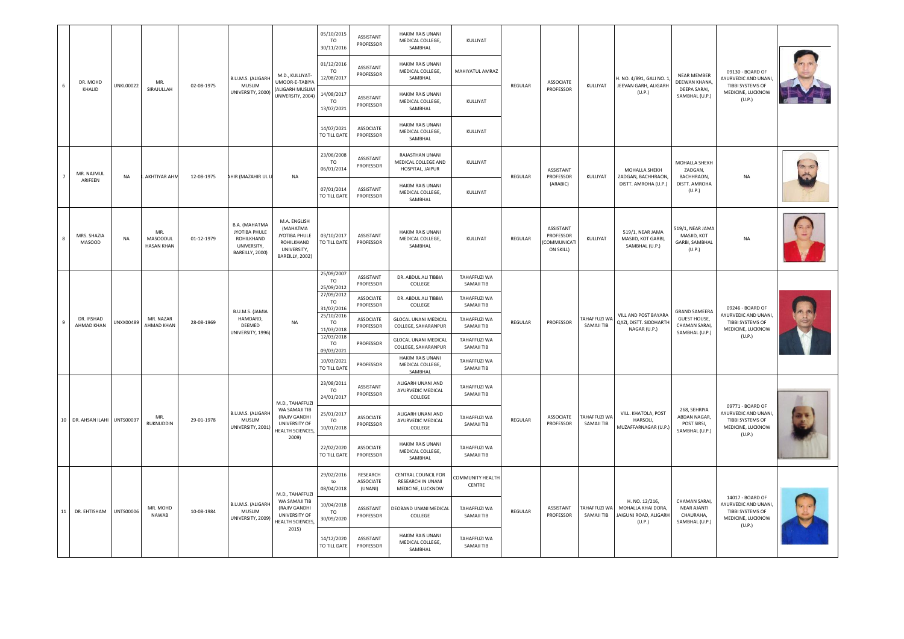| | | | | | | | | | | | | | | | | | |
|---|---|---|---|---|---|---|---|---|---|---|---|---|---|---|---|---|---|
| 6 | DR. MOHD KHALID | UNKL00022 | MR. SIRAJULLAH | 02-08-1975 | B.U.M.S. (ALIGARH MUSLIM UNIVERSITY, 2000) | M.D., KULLIYAT-UMOOR-E-TABIYA (ALIGARH MUSLIM UNIVERSITY, 2004) | 05/10/2015 TO 30/11/2016 | ASSISTANT PROFESSOR | HAKIM RAIS UNANI MEDICAL COLLEGE, SAMBHAL | KULLIYAT | REGULAR | ASSOCIATE PROFESSOR | KULLIYAT | H. NO. 4/891, GALI NO. 1, JEEVAN GARH, ALIGARH (U.P.) | NEAR MEMBER DEEWAN KHANA, DEEPA SARAI, SAMBHAL (U.P.) | 09130 - BOARD OF AYURVEDIC AND UNANI, TIBBI SYSTEMS OF MEDICINE, LUCKNOW (U.P.) | |
| | | | | | | | 01/12/2016 TO 12/08/2017 | ASSISTANT PROFESSOR | HAKIM RAIS UNANI MEDICAL COLLEGE, SAMBHAL | MAHIYATUL AMRAZ | | | | | | | |
| | | | | | | | 14/08/2017 TO 13/07/2021 | ASSISTANT PROFESSOR | HAKIM RAIS UNANI MEDICAL COLLEGE, SAMBHAL | KULLIYAT | | | | | | | |
| | | | | | | | 14/07/2021 TO TILL DATE | ASSOCIATE PROFESSOR | HAKIM RAIS UNANI MEDICAL COLLEGE, SAMBHAL | KULLIYAT | | | | | | | |
| 7 | MR. NAJMUL ARIFEEN | NA | . AKHTIYAR AHM | 12-08-1975 | AHIR (MAZAHIR UL U | NA | 23/06/2008 TO 06/01/2014 | ASSISTANT PROFESSOR | RAJASTHAN UNANI MEDICAL COLLEGE AND HOSPITAL, JAIPUR | KULLIYAT | REGULAR | ASSISTANT PROFESSOR (ARABIC) | KULLIYAT | MOHALLA SHEKH ZADGAN, BACHHRAON, DISTT. AMROHA (U.P.) | MOHALLA SHEKH ZADGAN, BACHHRAON, DISTT. AMROHA (U.P.) | NA | |
| | | | | | | | 07/01/2014 TO TILL DATE | ASSISTANT PROFESSOR | HAKIM RAIS UNANI MEDICAL COLLEGE, SAMBHAL | KULLIYAT | | | | | | | |
| 8 | MRS. SHAZIA MASOOD | NA | MR. MASOODUL HASAN KHAN | 01-12-1979 | B.A. (MAHATMA JYOTIBA PHULE ROHILKHAND UNIVERSITY, BAREILLY, 2000) | M.A. ENGLISH (MAHATMA JYOTIBA PHULE ROHILKHAND UNIVERSITY, BAREILLY, 2002) | 03/10/2017 TO TILL DATE | ASSISTANT PROFESSOR | HAKIM RAIS UNANI MEDICAL COLLEGE, SAMBHAL | KULLIYAT | REGULAR | ASSISTANT PROFESSOR (COMMUNICATION SKILL) | KULLIYAT | 519/1, NEAR JAMA MASJID, KOT GARBI, SAMBHAL (U.P.) | 519/1, NEAR JAMA MASJID, KOT GARBI, SAMBHAL (U.P.) | NA | |
| 9 | DR. IRSHAD AHMAD KHAN | UNXX00489 | MR. NAZAR AHMAD KHAN | 28-08-1969 | B.U.M.S. (JAMIA HAMDARD, DEEMED UNIVERSITY, 1996) | NA | 25/09/2007 TO 25/09/2012 | ASSISTANT PROFESSOR | DR. ABDUL ALI TIBBIA COLLEGE | TAHAFFUZI WA SAMAJI TIB | REGULAR | PROFESSOR | TAHAFFUZI WA SAMAJI TIB | VILL AND POST BAYARA QAZI, DISTT. SIDDHARTH NAGAR (U.P.) | GRAND SAMEERA GUEST HOUSE, CHAMAN SARAI, SAMBHAL (U.P.) | 09246 - BOARD OF AYURVEDIC AND UNANI, TIBBI SYSTEMS OF MEDICINE, LUCKNOW (U.P.) | |
| | | | | | | | 27/09/2012 TO 31/07/2016 | ASSOCIATE PROFESSOR | DR. ABDUL ALI TIBBIA COLLEGE | TAHAFFUZI WA SAMAJI TIB | | | | | | | |
| | | | | | | | 25/10/2016 TO 11/03/2018 | ASSOCIATE PROFESSOR | GLOCAL UNANI MEDICAL COLLEGE, SAHARANPUR | TAHAFFUZI WA SAMAJI TIB | | | | | | | |
| | | | | | | | 12/03/2018 TO 09/03/2021 | PROFESSOR | GLOCAL UNANI MEDICAL COLLEGE, SAHARANPUR | TAHAFFUZI WA SAMAJI TIB | | | | | | | |
| | | | | | | | 10/03/2021 TO TILL DATE | PROFESSOR | HAKIM RAIS UNANI MEDICAL COLLEGE, SAMBHAL | TAHAFFUZI WA SAMAJI TIB | | | | | | | |
| 10 | DR. AHSAN ILAHI | UNTS00037 | MR. RUKNUDDIN | 29-01-1978 | B.U.M.S. (ALIGARH MUSLIM UNIVERSITY, 2001) | M.D., TAHAFFUZI WA SAMAJI TIB (RAJIV GANDHI UNIVERSITY OF HEALTH SCIENCES, 2009) | 23/08/2011 TO 24/01/2017 | ASSISTANT PROFESSOR | ALIGARH UNANI AND AYURVEDIC MEDICAL COLLEGE | TAHAFFUZI WA SAMAJI TIB | REGULAR | ASSOCIATE PROFESSOR | TAHAFFUZI WA SAMAJI TIB | VILL. KHATOLA, POST HARSOLI, MUZAFFARNAGAR (U.P.) | 268, SEHRIYA ABDAN NAGAR, POST SIRSI, SAMBHAL (U.P.) | 09771 - BOARD OF AYURVEDIC AND UNANI, TIBBI SYSTEMS OF MEDICINE, LUCKNOW (U.P.) | |
| | | | | | | | 25/01/2017 TO 10/01/2018 | ASSOCIATE PROFESSOR | ALIGARH UNANI AND AYURVEDIC MEDICAL COLLEGE | TAHAFFUZI WA SAMAJI TIB | | | | | | | |
| | | | | | | | 22/02/2020 TO TILL DATE | ASSOCIATE PROFESSOR | HAKIM RAIS UNANI MEDICAL COLLEGE, SAMBHAL | TAHAFFUZI WA SAMAJI TIB | | | | | | | |
| 11 | DR. EHTISHAM | UNTS00006 | MR. MOHD NAWAB | 10-08-1984 | B.U.M.S. (ALIGARH MUSLIM UNIVERSITY, 2009) | M.D., TAHAFFUZI WA SAMAJI TIB (RAJIV GANDHI UNIVERSITY OF HEALTH SCIENCES, 2015) | 29/02/2016 to 08/04/2018 | RESEARCH ASSOCIATE (UNANI) | CENTRAL COUNCIL FOR RESEARCH IN UNANI MEDICINE, LUCKNOW | COMMUNITY HEALTH CENTRE | REGULAR | ASSISTANT PROFESSOR | TAHAFFUZI WA SAMAJI TIB | H. NO. 12/216, MOHALLA KHAI DORA, JAIGUNJ ROAD, ALIGARH (U.P.) | CHAMAN SARAI, NEAR AJANTI CHAURAHA, SAMBHAL (U.P.) | 14017 - BOARD OF AYURVEDIC AND UNANI, TIBBI SYSTEMS OF MEDICINE, LUCKNOW (U.P.) | |
| | | | | | | | 10/04/2018 TO 30/09/2020 | ASSISTANT PROFESSOR | DEOBAND UNANI MEDICAL COLLEGE | TAHAFFUZI WA SAMAJI TIB | | | | | | | |
| | | | | | | | 14/12/2020 TO TILL DATE | ASSISTANT PROFESSOR | HAKIM RAIS UNANI MEDICAL COLLEGE, SAMBHAL | TAHAFFUZI WA SAMAJI TIB | | | | | | | |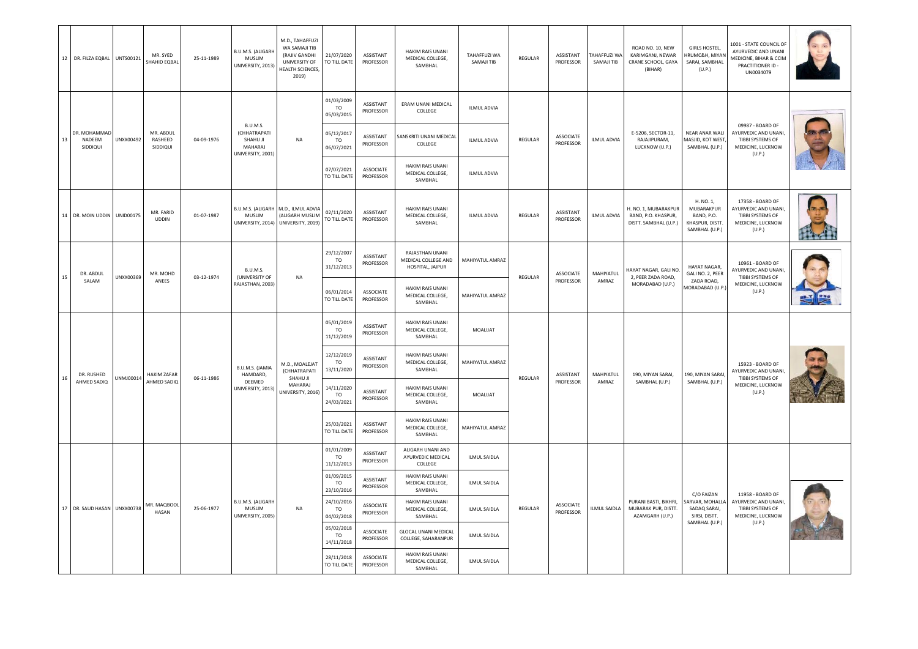| 12 | DR. FILZA EQBAL | UNTS00121 | MR. SYED SHAHID EQBAL | 25-11-1989 | B.U.M.S. (ALIGARH MUSLIM UNIVERSITY, 2013) | M.D., TAHAFFUZI WA SAMAJI TIB (RAJIV GANDHI UNIVERSITY OF HEALTH SCIENCES, 2019) | 21/07/2020 TO TILL DATE | ASSISTANT PROFESSOR | HAKIM RAIS UNANI MEDICAL COLLEGE, SAMBHAL | TAHAFFUZI WA SAMAJI TIB | REGULAR | ASSISTANT PROFESSOR | TAHAFFUZI WA SAMAJI TIB | ROAD NO. 10, NEW KARIMGANJ, NEWAR CRANE SCHOOL, GAYA (BIHAR) | GIRLS HOSTEL, HRUMC&H, MIYAN SARAI, SAMBHAL (U.P.) | 1001 - STATE COUNCIL OF AYURVEDIC AND UNANI MEDICINE, BIHAR & CCIM PRACTITIONER ID - UN0034079 | |
|---|---|---|---|---|---|---|---|---|---|---|---|---|---|---|---|---|---|
| 13 | DR. MOHAMMAD NADEEM SIDDIQUI | UNXX00492 | MR. ABDUL RASHEED SIDDIQUI | 04-09-1976 | B.U.M.S. (CHHATRAPATI SHAHU JI MAHARAJ UNIVERSITY, 2001) | NA | 01/03/2009 TO 05/03/2015 | ASSISTANT PROFESSOR | ERAM UNANI MEDICAL COLLEGE | ILMUL ADVIA | REGULAR | ASSOCIATE PROFESSOR | ILMUL ADVIA | E-5206, SECTOR-11, RAJAJIPURAM, LUCKNOW (U.P.) | NEAR ANAR WALI MASJID, KOT WEST, SAMBHAL (U.P.) | 09987 - BOARD OF AYURVEDIC AND UNANI, TIBBI SYSTEMS OF MEDICINE, LUCKNOW (U.P.) | |
| | | | | | | | 05/12/2017 TO 06/07/2021 | ASSISTANT PROFESSOR | SANSKRITI UNANI MEDICAL COLLEGE | ILMUL ADVIA | | | | | | | |
| | | | | | | | 07/07/2021 TO TILL DATE | ASSOCIATE PROFESSOR | HAKIM RAIS UNANI MEDICAL COLLEGE, SAMBHAL | ILMUL ADVIA | | | | | | | |
| 14 | DR. MOIN UDDIN | UNID00175 | MR. FARID UDDIN | 01-07-1987 | B.U.M.S. (ALIGARH MUSLIM UNIVERSITY, 2014) | M.D., ILMUL ADVIA (ALIGARH MUSLIM UNIVERSITY, 2019) | 02/11/2020 TO TILL DATE | ASSISTANT PROFESSOR | HAKIM RAIS UNANI MEDICAL COLLEGE, SAMBHAL | ILMUL ADVIA | REGULAR | ASSISTANT PROFESSOR | ILMUL ADVIA | H. NO. 1, MUBARAKPUR BAND, P.O. KHASPUR, DISTT. SAMBHAL (U.P.) | H. NO. 1, MUBARAKPUR BAND, P.O. KHASPUR, DISTT. SAMBHAL (U.P.) | 17358 - BOARD OF AYURVEDIC AND UNANI, TIBBI SYSTEMS OF MEDICINE, LUCKNOW (U.P.) | |
| 15 | DR. ABDUL SALAM | UNXX00369 | MR. MOHD ANEES | 03-12-1974 | B.U.M.S. (UNIVERSITY OF RAJASTHAN, 2003) | NA | 29/12/2007 TO 31/12/2013 | ASSISTANT PROFESSOR | RAJASTHAN UNANI MEDICAL COLLEGE AND HOSPITAL, JAIPUR | MAHIYATUL AMRAZ | REGULAR | ASSOCIATE PROFESSOR | MAHIYATUL AMRAZ | HAYAT NAGAR, GALI NO. 2, PEER ZADA ROAD, MORADABAD (U.P.) | HAYAT NAGAR, GALI NO. 2, PEER ZADA ROAD, MORADABAD (U.P.) | 10961 - BOARD OF AYURVEDIC AND UNANI, TIBBI SYSTEMS OF MEDICINE, LUCKNOW (U.P.) | |
| | | | | | | | 06/01/2014 TO TILL DATE | ASSOCIATE PROFESSOR | HAKIM RAIS UNANI MEDICAL COLLEGE, SAMBHAL | MAHIYATUL AMRAZ | | | | | | | |
| 16 | DR. RUSHED AHMED SADIQ | UNMJ00014 | HAKIM ZAFAR AHMED SADIQ | 06-11-1986 | B.U.M.S. (JAMIA HAMDARD, DEEMED UNIVERSITY, 2013) | M.D., MOALEJAT (CHHATRAPATI SHAHU JI MAHARAJ UNIVERSITY, 2016) | 05/01/2019 TO 11/12/2019 | ASSISTANT PROFESSOR | HAKIM RAIS UNANI MEDICAL COLLEGE, SAMBHAL | MOALIJAT | REGULAR | ASSISTANT PROFESSOR | MAHIYATUL AMRAZ | 190, MIYAN SARAI, SAMBHAL (U.P.) | 190, MIYAN SARAI, SAMBHAL (U.P.) | 15923 - BOARD OF AYURVEDIC AND UNANI, TIBBI SYSTEMS OF MEDICINE, LUCKNOW (U.P.) | |
| | | | | | | | 12/12/2019 TO 13/11/2020 | ASSISTANT PROFESSOR | HAKIM RAIS UNANI MEDICAL COLLEGE, SAMBHAL | MAHIYATUL AMRAZ | | | | | | | |
| | | | | | | | 14/11/2020 TO 24/03/2021 | ASSISTANT PROFESSOR | HAKIM RAIS UNANI MEDICAL COLLEGE, SAMBHAL | MOALIJAT | | | | | | | |
| | | | | | | | 25/03/2021 TO TILL DATE | ASSISTANT PROFESSOR | HAKIM RAIS UNANI MEDICAL COLLEGE, SAMBHAL | MAHIYATUL AMRAZ | | | | | | | |
| 17 | DR. SAUD HASAN | UNXX00738 | MR. MAQBOOL HASAN | 25-06-1977 | B.U.M.S. (ALIGARH MUSLIM UNIVERSITY, 2005) | NA | 01/01/2009 TO 11/12/2013 | ASSISTANT PROFESSOR | ALIGARH UNANI AND AYURVEDIC MEDICAL COLLEGE | ILMUL SAIDLA | REGULAR | ASSOCIATE PROFESSOR | ILMUL SAIDLA | PURANI BASTI, BIKHRI, MUBARAK PUR, DISTT. AZAMGARH (U.P.) | C/O FAIZAN SARVAR, MOHALLA SADAQ SARAI, SIRSI, DISTT. SAMBHAL (U.P.) | 11958 - BOARD OF AYURVEDIC AND UNANI, TIBBI SYSTEMS OF MEDICINE, LUCKNOW (U.P.) | |
| | | | | | | | 01/09/2015 TO 23/10/2016 | ASSISTANT PROFESSOR | HAKIM RAIS UNANI MEDICAL COLLEGE, SAMBHAL | ILMUL SAIDLA | | | | | | | |
| | | | | | | | 24/10/2016 TO 04/02/2018 | ASSOCIATE PROFESSOR | HAKIM RAIS UNANI MEDICAL COLLEGE, SAMBHAL | ILMUL SAIDLA | | | | | | | |
| | | | | | | | 05/02/2018 TO 14/11/2018 | ASSOCIATE PROFESSOR | GLOCAL UNANI MEDICAL COLLEGE, SAHARANPUR | ILMUL SAIDLA | | | | | | | |
| | | | | | | | 28/11/2018 TO TILL DATE | ASSOCIATE PROFESSOR | HAKIM RAIS UNANI MEDICAL COLLEGE, SAMBHAL | ILMUL SAIDLA | | | | | | | |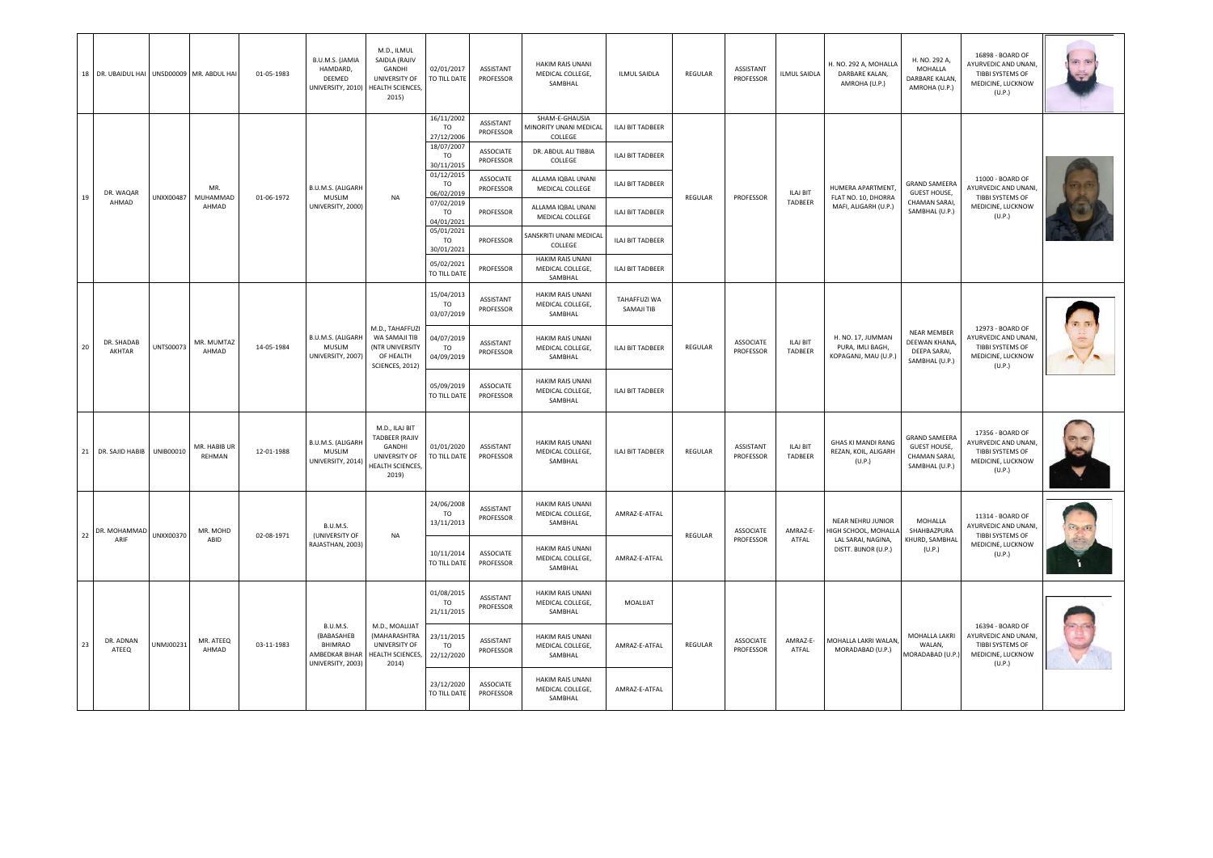| | | | | | | | | | | | | | | | | | | |
|---|---|---|---|---|---|---|---|---|---|---|---|---|---|---|---|---|---|---|
| 18 | DR. UBAIDUL HAI | UNSD00009 | MR. ABDUL HAI | 01-05-1983 | B.U.M.S. (JAMIA HAMDARD, DEEMED UNIVERSITY, 2010) | M.D., ILMUL SAIDLA (RAJIV GANDHI UNIVERSITY OF HEALTH SCIENCES, 2015) | 02/01/2017 TO TILL DATE | ASSISTANT PROFESSOR | HAKIM RAIS UNANI MEDICAL COLLEGE, SAMBHAL | ILMUL SAIDLA | REGULAR | ASSISTANT PROFESSOR | ILMUL SAIDLA | H. NO. 292 A, MOHALLA DARBARE KALAN, AMROHA (U.P.) | H. NO. 292 A, MOHALLA DARBARE KALAN, AMROHA (U.P.) | 16898 - BOARD OF AYURVEDIC AND UNANI, TIBBI SYSTEMS OF MEDICINE, LUCKNOW (U.P.) | |
| 19 | DR. WAQAR AHMAD | UNXX00487 | MR. MUHAMMAD AHMAD | 01-06-1972 | B.U.M.S. (ALIGARH MUSLIM UNIVERSITY, 2000) | NA | 16/11/2002 TO 27/12/2006 | ASSISTANT PROFESSOR | SHAM-E-GHAUSIA MINORITY UNANI MEDICAL COLLEGE | ILAJ BIT TADBEER | REGULAR | PROFESSOR | ILAJ BIT TADBEER | HUMERA APARTMENT, FLAT NO. 10, DHORRA MAFI, ALIGARH (U.P.) | GRAND SAMEERA GUEST HOUSE, CHAMAN SARAI, SAMBHAL (U.P.) | 11000 - BOARD OF AYURVEDIC AND UNANI, TIBBI SYSTEMS OF MEDICINE, LUCKNOW (U.P.) | |
| | | | | | | | 18/07/2007 TO 30/11/2015 | ASSOCIATE PROFESSOR | DR. ABDUL ALI TIBBIA COLLEGE | ILAJ BIT TADBEER | | | | | | | |
| | | | | | | | 01/12/2015 TO 06/02/2019 | ASSOCIATE PROFESSOR | ALLAMA IQBAL UNANI MEDICAL COLLEGE | ILAJ BIT TADBEER | | | | | | | |
| | | | | | | | 07/02/2019 TO 04/01/2021 | PROFESSOR | ALLAMA IQBAL UNANI MEDICAL COLLEGE | ILAJ BIT TADBEER | | | | | | | |
| | | | | | | | 05/01/2021 TO 30/01/2021 | PROFESSOR | SANSKRITI UNANI MEDICAL COLLEGE | ILAJ BIT TADBEER | | | | | | | |
| | | | | | | | 05/02/2021 TO TILL DATE | PROFESSOR | HAKIM RAIS UNANI MEDICAL COLLEGE, SAMBHAL | ILAJ BIT TADBEER | | | | | | | |
| 20 | DR. SHADAB AKHTAR | UNTS00073 | MR. MUMTAZ AHMAD | 14-05-1984 | B.U.M.S. (ALIGARH MUSLIM UNIVERSITY, 2007) | M.D., TAHAFFUZI WA SAMAJI TIB (NTR UNIVERSITY OF HEALTH SCIENCES, 2012) | 15/04/2013 TO 03/07/2019 | ASSISTANT PROFESSOR | HAKIM RAIS UNANI MEDICAL COLLEGE, SAMBHAL | TAHAFFUZI WA SAMAJI TIB | REGULAR | ASSOCIATE PROFESSOR | ILAJ BIT TADBEER | H. NO. 17, JUMMAN PURA, IMLI BAGH, KOPAGANJ, MAU (U.P.) | NEAR MEMBER DEEWAN KHANA, DEEPA SARAI, SAMBHAL (U.P.) | 12973 - BOARD OF AYURVEDIC AND UNANI, TIBBI SYSTEMS OF MEDICINE, LUCKNOW (U.P.) | |
| | | | | | | | 04/07/2019 TO 04/09/2019 | ASSISTANT PROFESSOR | HAKIM RAIS UNANI MEDICAL COLLEGE, SAMBHAL | ILAJ BIT TADBEER | | | | | | | |
| | | | | | | | 05/09/2019 TO TILL DATE | ASSOCIATE PROFESSOR | HAKIM RAIS UNANI MEDICAL COLLEGE, SAMBHAL | ILAJ BIT TADBEER | | | | | | | |
| 21 | DR. SAJID HABIB | UNIB00010 | MR. HABIB UR REHMAN | 12-01-1988 | B.U.M.S. (ALIGARH MUSLIM UNIVERSITY, 2014) | M.D., ILAJ BIT TADBEER (RAJIV GANDHI UNIVERSITY OF HEALTH SCIENCES, 2019) | 01/01/2020 TO TILL DATE | ASSISTANT PROFESSOR | HAKIM RAIS UNANI MEDICAL COLLEGE, SAMBHAL | ILAJ BIT TADBEER | REGULAR | ASSISTANT PROFESSOR | ILAJ BIT TADBEER | GHAS KI MANDI RANG REZAN, KOIL, ALIGARH (U.P.) | GRAND SAMEERA GUEST HOUSE, CHAMAN SARAI, SAMBHAL (U.P.) | 17356 - BOARD OF AYURVEDIC AND UNANI, TIBBI SYSTEMS OF MEDICINE, LUCKNOW (U.P.) | |
| 22 | DR. MOHAMMAD ARIF | UNXX00370 | MR. MOHD ABID | 02-08-1971 | B.U.M.S. (UNIVERSITY OF RAJASTHAN, 2003) | NA | 24/06/2008 TO 13/11/2013 | ASSISTANT PROFESSOR | HAKIM RAIS UNANI MEDICAL COLLEGE, SAMBHAL | AMRAZ-E-ATFAL | REGULAR | ASSOCIATE PROFESSOR | AMRAZ-E-ATFAL | NEAR NEHRU JUNIOR HIGH SCHOOL, MOHALLA LAL SARAI, NAGINA, DISTT. BIJNOR (U.P.) | MOHALLA SHAHBAZPURA KHURD, SAMBHAL (U.P.) | 11314 - BOARD OF AYURVEDIC AND UNANI, TIBBI SYSTEMS OF MEDICINE, LUCKNOW (U.P.) | |
| | | | | | | | 10/11/2014 TO TILL DATE | ASSOCIATE PROFESSOR | HAKIM RAIS UNANI MEDICAL COLLEGE, SAMBHAL | AMRAZ-E-ATFAL | | | | | | | |
| 23 | DR. ADNAN ATEEQ | UNMJ00231 | MR. ATEEQ AHMAD | 03-11-1983 | B.U.M.S. (BABASAHEB BHIMRAO AMBEDKAR BIHAR UNIVERSITY, 2003) | M.D., MOALIJAT (MAHARASHTRA UNIVERSITY OF HEALTH SCIENCES, 2014) | 01/08/2015 TO 21/11/2015 | ASSISTANT PROFESSOR | HAKIM RAIS UNANI MEDICAL COLLEGE, SAMBHAL | MOALIJAT | REGULAR | ASSOCIATE PROFESSOR | AMRAZ-E-ATFAL | MOHALLA LAKRI WALAN, MORADABAD (U.P.) | MOHALLA LAKRI WALAN, MORADABAD (U.P.) | 16394 - BOARD OF AYURVEDIC AND UNANI, TIBBI SYSTEMS OF MEDICINE, LUCKNOW (U.P.) | |
| | | | | | | | 23/11/2015 TO 22/12/2020 | ASSISTANT PROFESSOR | HAKIM RAIS UNANI MEDICAL COLLEGE, SAMBHAL | AMRAZ-E-ATFAL | | | | | | | |
| | | | | | | | 23/12/2020 TO TILL DATE | ASSOCIATE PROFESSOR | HAKIM RAIS UNANI MEDICAL COLLEGE, SAMBHAL | AMRAZ-E-ATFAL | | | | | | | |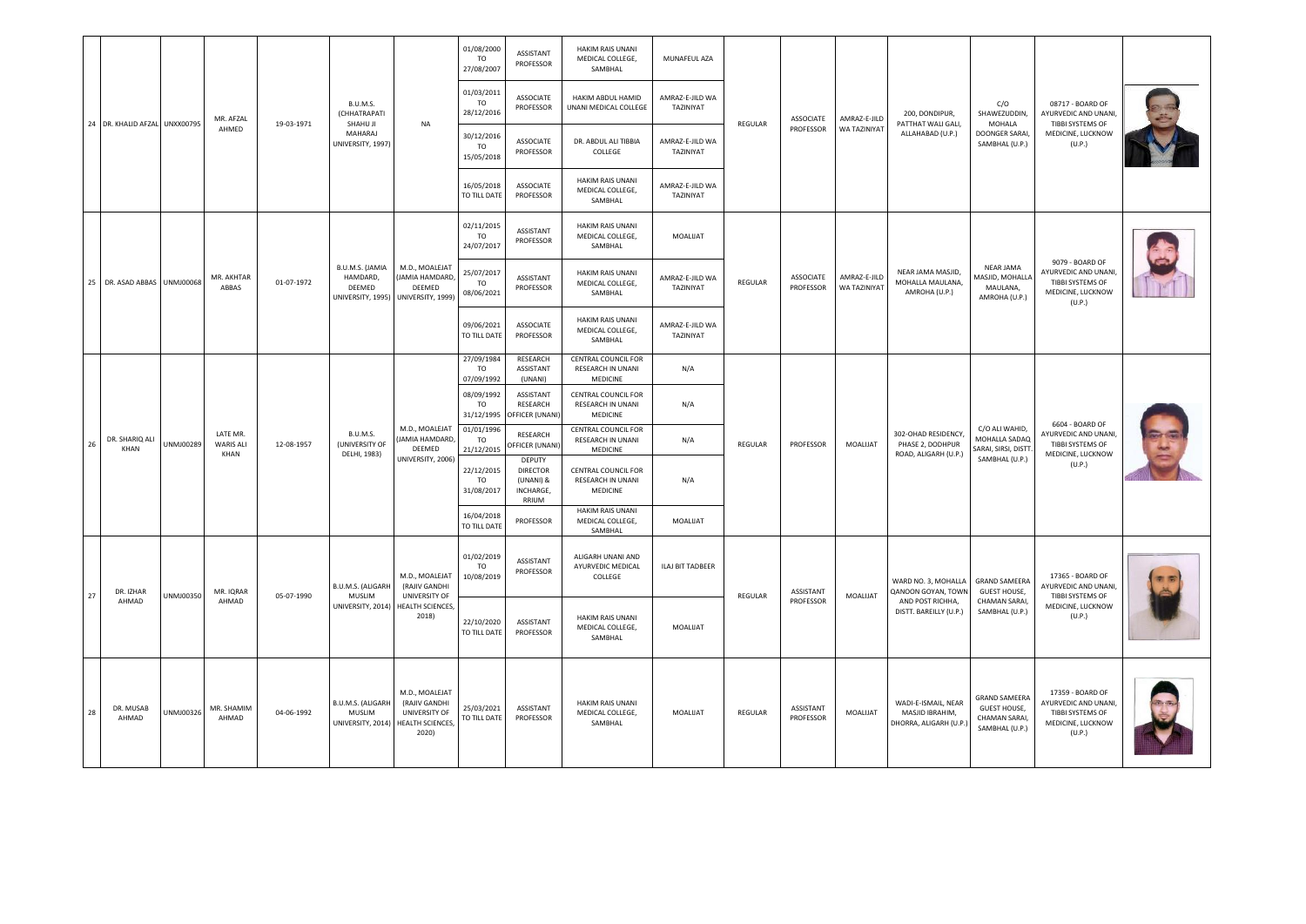| 24 | DR. KHALID AFZAL | UNXX00795 | MR. AFZAL AHMED | 19-03-1971 | B.U.M.S. (CHHATRAPATI SHAHU JI MAHARAJ UNIVERSITY, 1997) | NA | 01/08/2000 TO 27/08/2007 | ASSISTANT PROFESSOR | HAKIM RAIS UNANI MEDICAL COLLEGE, SAMBHAL | MUNAFEUL AZA | REGULAR | ASSOCIATE PROFESSOR | AMRAZ-E-JILD WA TAZINIYAT | 200, DONDIPUR, PATTHAT WALI GALI, ALLAHABAD (U.P.) | C/O SHAWEZUDDIN, MOHALA DOONGER SARAI, SAMBHAL (U.P.) | 08717 - BOARD OF AYURVEDIC AND UNANI, TIBBI SYSTEMS OF MEDICINE, LUCKNOW (U.P.) | |
|---|---|---|---|---|---|---|---|---|---|---|---|---|---|---|---|---|---|
| | | | | | | | 01/03/2011 TO 28/12/2016 | ASSOCIATE PROFESSOR | HAKIM ABDUL HAMID UNANI MEDICAL COLLEGE | AMRAZ-E-JILD WA TAZINIYAT | | | | | | | |
| | | | | | | | 30/12/2016 TO 15/05/2018 | ASSOCIATE PROFESSOR | DR. ABDUL ALI TIBBIA COLLEGE | AMRAZ-E-JILD WA TAZINIYAT | | | | | | | |
| | | | | | | | 16/05/2018 TO TILL DATE | ASSOCIATE PROFESSOR | HAKIM RAIS UNANI MEDICAL COLLEGE, SAMBHAL | AMRAZ-E-JILD WA TAZINIYAT | | | | | | | |
| 25 | DR. ASAD ABBAS | UNMJ00068 | MR. AKHTAR ABBAS | 01-07-1972 | B.U.M.S. (JAMIA HAMDARD, DEEMED UNIVERSITY, 1995) | M.D., MOALEJAT (JAMIA HAMDARD, DEEMED UNIVERSITY, 1999) | 02/11/2015 TO 24/07/2017 | ASSISTANT PROFESSOR | HAKIM RAIS UNANI MEDICAL COLLEGE, SAMBHAL | MOALIJAT | REGULAR | ASSOCIATE PROFESSOR | AMRAZ-E-JILD WA TAZINIYAT | NEAR JAMA MASJID, MOHALLA MAULANA, AMROHA (U.P.) | NEAR JAMA MASJID, MOHALLA MAULANA, AMROHA (U.P.) | 9079 - BOARD OF AYURVEDIC AND UNANI, TIBBI SYSTEMS OF MEDICINE, LUCKNOW (U.P.) | |
| | | | | | | | 25/07/2017 TO 08/06/2021 | ASSISTANT PROFESSOR | HAKIM RAIS UNANI MEDICAL COLLEGE, SAMBHAL | AMRAZ-E-JILD WA TAZINIYAT | | | | | | | |
| | | | | | | | 09/06/2021 TO TILL DATE | ASSOCIATE PROFESSOR | HAKIM RAIS UNANI MEDICAL COLLEGE, SAMBHAL | AMRAZ-E-JILD WA TAZINIYAT | | | | | | | |
| 26 | DR. SHARIQ ALI KHAN | UNMJ00289 | LATE MR. WARIS ALI KHAN | 12-08-1957 | B.U.M.S. (UNIVERSITY OF DELHI, 1983) | M.D., MOALEJAT (JAMIA HAMDARD, DEEMED UNIVERSITY, 2006) | 27/09/1984 TO 07/09/1992 | RESEARCH ASSISTANT (UNANI) | CENTRAL COUNCIL FOR RESEARCH IN UNANI MEDICINE | N/A | REGULAR | PROFESSOR | MOALIJAT | 302-OHAD RESIDENCY, PHASE 2, DODHPUR ROAD, ALIGARH (U.P.) | C/O ALI WAHID, MOHALLA SADAQ SARAI, SIRSI, DISTT. SAMBHAL (U.P.) | 6604 - BOARD OF AYURVEDIC AND UNANI, TIBBI SYSTEMS OF MEDICINE, LUCKNOW (U.P.) | |
| | | | | | | | 08/09/1992 TO 31/12/1995 | ASSISTANT RESEARCH OFFICER (UNANI) | CENTRAL COUNCIL FOR RESEARCH IN UNANI MEDICINE | N/A | | | | | | | |
| | | | | | | | 01/01/1996 TO 21/12/2015 | RESEARCH OFFICER (UNANI) | CENTRAL COUNCIL FOR RESEARCH IN UNANI MEDICINE | N/A | | | | | | | |
| | | | | | | | 22/12/2015 TO 31/08/2017 | DEPUTY DIRECTOR (UNANI) & INCHARGE, RRIUM | CENTRAL COUNCIL FOR RESEARCH IN UNANI MEDICINE | N/A | | | | | | | |
| | | | | | | | 16/04/2018 TO TILL DATE | PROFESSOR | HAKIM RAIS UNANI MEDICAL COLLEGE, SAMBHAL | MOALIJAT | | | | | | | |
| 27 | DR. IZHAR AHMAD | UNMJ00350 | MR. IQRAR AHMAD | 05-07-1990 | B.U.M.S. (ALIGARH MUSLIM UNIVERSITY, 2014) | M.D., MOALEJAT (RAJIV GANDHI UNIVERSITY OF HEALTH SCIENCES, 2018) | 01/02/2019 TO 10/08/2019 | ASSISTANT PROFESSOR | ALIGARH UNANI AND AYURVEDIC MEDICAL COLLEGE | ILAJ BIT TADBEER | REGULAR | ASSISTANT PROFESSOR | MOALIJAT | WARD NO. 3, MOHALLA QANOON GOYAN, TOWN AND POST RICHHA, DISTT. BAREILLY (U.P.) | GRAND SAMEERA GUEST HOUSE, CHAMAN SARAI, SAMBHAL (U.P.) | 17365 - BOARD OF AYURVEDIC AND UNANI, TIBBI SYSTEMS OF MEDICINE, LUCKNOW (U.P.) | |
| | | | | | | | 22/10/2020 TO TILL DATE | ASSISTANT PROFESSOR | HAKIM RAIS UNANI MEDICAL COLLEGE, SAMBHAL | MOALIJAT | | | | | | | |
| 28 | DR. MUSAB AHMAD | UNMJ00326 | MR. SHAMIM AHMAD | 04-06-1992 | B.U.M.S. (ALIGARH MUSLIM UNIVERSITY, 2014) | M.D., MOALEJAT (RAJIV GANDHI UNIVERSITY OF HEALTH SCIENCES, 2020) | 25/03/2021 TO TILL DATE | ASSISTANT PROFESSOR | HAKIM RAIS UNANI MEDICAL COLLEGE, SAMBHAL | MOALIJAT | REGULAR | ASSISTANT PROFESSOR | MOALIJAT | WADI-E-ISMAIL, NEAR MASJID IBRAHIM, DHORRA, ALIGARH (U.P.) | GRAND SAMEERA GUEST HOUSE, CHAMAN SARAI, SAMBHAL (U.P.) | 17359 - BOARD OF AYURVEDIC AND UNANI, TIBBI SYSTEMS OF MEDICINE, LUCKNOW (U.P.) | |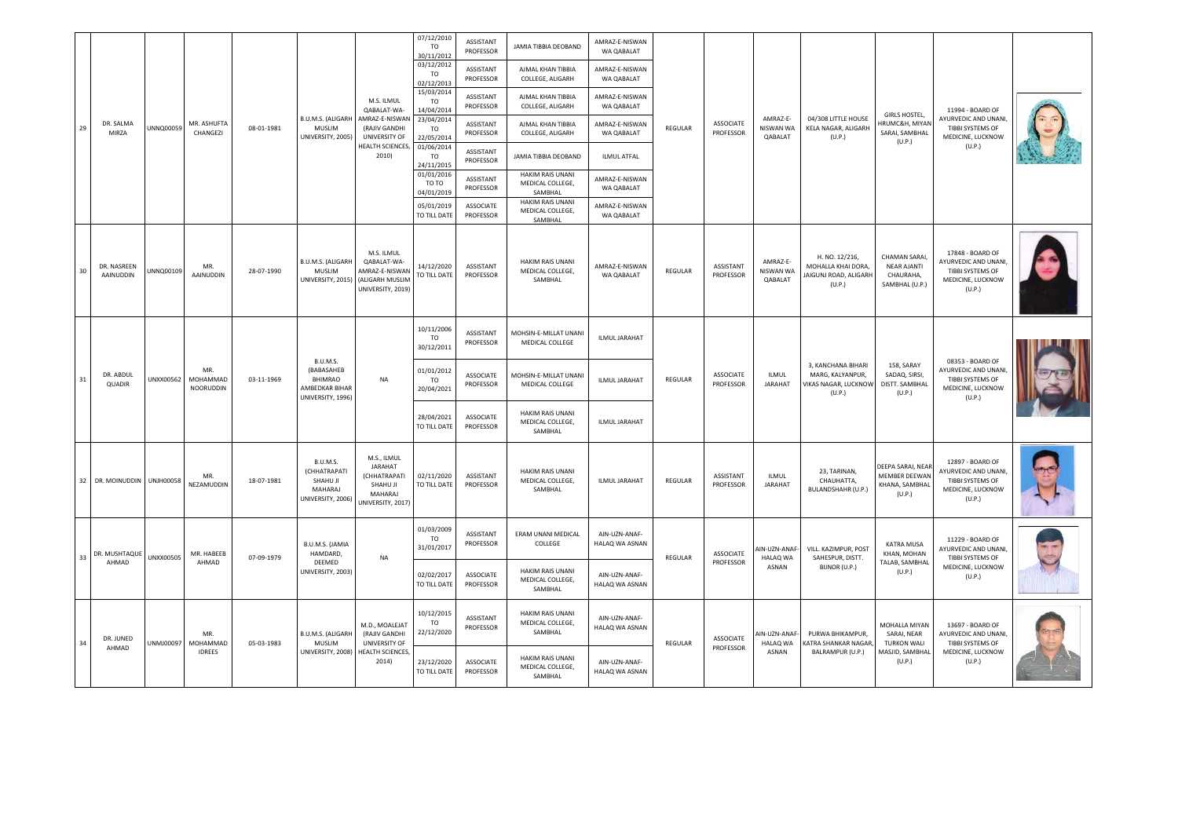| | | | | | | | | | | | | | | | | |
|---|---|---|---|---|---|---|---|---|---|---|---|---|---|---|---|---|
| 29 | DR. SALMA MIRZA | UNNQ00059 | MR. ASHUFTA CHANGEZI | 08-01-1981 | B.U.M.S. (ALIGARH MUSLIM UNIVERSITY, 2005) | M.S. ILMUL QABALAT-WA-AMRAZ-E-NISWAN (RAJIV GANDHI UNIVERSITY OF HEALTH SCIENCES, 2010) | 07/12/2010 TO 30/11/2012 | ASSISTANT PROFESSOR | JAMIA TIBBIA DEOBAND | AMRAZ-E-NISWAN WA QABALAT | REGULAR | ASSOCIATE PROFESSOR | AMRAZ-E-NISWAN WA QABALAT | 04/308 LITTLE HOUSE KELA NAGAR, ALIGARH (U.P.) | GIRLS HOSTEL, HRUMC&H, MIYAN SARAI, SAMBHAL (U.P.) | 11994 - BOARD OF AYURVEDIC AND UNANI, TIBBI SYSTEMS OF MEDICINE, LUCKNOW (U.P.) |
| | | | | | | | 03/12/2012 TO 02/12/2013 | ASSISTANT PROFESSOR | AJMAL KHAN TIBBIA COLLEGE, ALIGARH | AMRAZ-E-NISWAN WA QABALAT | | | | | | |
| | | | | | | | 15/03/2014 TO 14/04/2014 | ASSISTANT PROFESSOR | AJMAL KHAN TIBBIA COLLEGE, ALIGARH | AMRAZ-E-NISWAN WA QABALAT | | | | | | |
| | | | | | | | 23/04/2014 TO 22/05/2014 | ASSISTANT PROFESSOR | AJMAL KHAN TIBBIA COLLEGE, ALIGARH | AMRAZ-E-NISWAN WA QABALAT | | | | | | |
| | | | | | | | 01/06/2014 TO 24/11/2015 | ASSISTANT PROFESSOR | JAMIA TIBBIA DEOBAND | ILMUL ATFAL | | | | | | |
| | | | | | | | 01/01/2016 TO TO 04/01/2019 | ASSISTANT PROFESSOR | HAKIM RAIS UNANI MEDICAL COLLEGE, SAMBHAL | AMRAZ-E-NISWAN WA QABALAT | | | | | | |
| | | | | | | | 05/01/2019 TO TILL DATE | ASSOCIATE PROFESSOR | HAKIM RAIS UNANI MEDICAL COLLEGE, SAMBHAL | AMRAZ-E-NISWAN WA QABALAT | | | | | | |
| 30 | DR. NASREEN AAINUDDIN | UNNQ00109 | MR. AAINUDDIN | 28-07-1990 | B.U.M.S. (ALIGARH MUSLIM UNIVERSITY, 2015) | M.S. ILMUL QABALAT-WA-AMRAZ-E-NISWAN (ALIGARH MUSLIM UNIVERSITY, 2019) | 14/12/2020 TO TILL DATE | ASSISTANT PROFESSOR | HAKIM RAIS UNANI MEDICAL COLLEGE, SAMBHAL | AMRAZ-E-NISWAN WA QABALAT | REGULAR | ASSISTANT PROFESSOR | AMRAZ-E-NISWAN WA QABALAT | H. NO. 12/216, MOHALLA KHAI DORA, JAIGUNJ ROAD, ALIGARH (U.P.) | CHAMAN SARAI, NEAR AJANTI CHAURAHA, SAMBHAL (U.P.) | 17848 - BOARD OF AYURVEDIC AND UNANI, TIBBI SYSTEMS OF MEDICINE, LUCKNOW (U.P.) |
| 31 | DR. ABDUL QUADIR | UNXX00562 | MR. MOHAMMAD NOORUDDIN | 03-11-1969 | B.U.M.S. (BABASAHEB BHIMRAO AMBEDKAR BIHAR UNIVERSITY, 1996) | NA | 10/11/2006 TO 30/12/2011 | ASSISTANT PROFESSOR | MOHSIN-E-MILLAT UNANI MEDICAL COLLEGE | ILMUL JARAHAT | REGULAR | ASSOCIATE PROFESSOR | ILMUL JARAHAT | 3, KANCHANA BIHARI MARG, KALYANPUR, VIKAS NAGAR, LUCKNOW (U.P.) | 158, SARAY SADAQ, SIRSI, DISTT. SAMBHAL (U.P.) | 08353 - BOARD OF AYURVEDIC AND UNANI, TIBBI SYSTEMS OF MEDICINE, LUCKNOW (U.P.) |
| | | | | | | | 01/01/2012 TO 20/04/2021 | ASSOCIATE PROFESSOR | MOHSIN-E-MILLAT UNANI MEDICAL COLLEGE | ILMUL JARAHAT | | | | | | |
| | | | | | | | 28/04/2021 TO TILL DATE | ASSOCIATE PROFESSOR | HAKIM RAIS UNANI MEDICAL COLLEGE, SAMBHAL | ILMUL JARAHAT | | | | | | |
| 32 | DR. MOINUDDIN | UNJH00058 | MR. NEZAMUDDIN | 18-07-1981 | B.U.M.S. (CHHATRAPATI SHAHU JI MAHARAJ UNIVERSITY, 2006) | M.S., ILMUL JARAHAT (CHHATRAPATI SHAHU JI MAHARAJ UNIVERSITY, 2017) | 02/11/2020 TO TILL DATE | ASSISTANT PROFESSOR | HAKIM RAIS UNANI MEDICAL COLLEGE, SAMBHAL | ILMUL JARAHAT | REGULAR | ASSISTANT PROFESSOR | ILMUL JARAHAT | 23, TARINAN, CHAUHATTA, BULANDSHAHR (U.P.) | DEEPA SARAI, NEAR MEMBER DEEWAN KHANA, SAMBHAL (U.P.) | 12897 - BOARD OF AYURVEDIC AND UNANI, TIBBI SYSTEMS OF MEDICINE, LUCKNOW (U.P.) |
| 33 | DR. MUSHTAQUE AHMAD | UNXX00505 | MR. HABEEB AHMAD | 07-09-1979 | B.U.M.S. (JAMIA HAMDARD, DEEMED UNIVERSITY, 2003) | NA | 01/03/2009 TO 31/01/2017 | ASSISTANT PROFESSOR | ERAM UNANI MEDICAL COLLEGE | AIN-UZN-ANAF-HALAQ WA ASNAN | REGULAR | ASSOCIATE PROFESSOR | AIN-UZN-ANAF-HALAQ WA ASNAN | VILL. KAZIMPUR, POST SAHESPUR, DISTT. BIJNOR (U.P.) | KATRA MUSA KHAN, MOHAN TALAB, SAMBHAL (U.P.) | 11229 - BOARD OF AYURVEDIC AND UNANI, TIBBI SYSTEMS OF MEDICINE, LUCKNOW (U.P.) |
| | | | | | | | 02/02/2017 TO TILL DATE | ASSOCIATE PROFESSOR | HAKIM RAIS UNANI MEDICAL COLLEGE, SAMBHAL | AIN-UZN-ANAF-HALAQ WA ASNAN | | | | | | |
| 34 | DR. JUNED AHMAD | UNMJ00097 | MR. MOHAMMAD IDREES | 05-03-1983 | B.U.M.S. (ALIGARH MUSLIM UNIVERSITY, 2008) | M.D., MOALEJAT (RAJIV GANDHI UNIVERSITY OF HEALTH SCIENCES, 2014) | 10/12/2015 TO 22/12/2020 | ASSISTANT PROFESSOR | HAKIM RAIS UNANI MEDICAL COLLEGE, SAMBHAL | AIN-UZN-ANAF-HALAQ WA ASNAN | REGULAR | ASSOCIATE PROFESSOR | AIN-UZN-ANAF-HALAQ WA ASNAN | PURWA BHIKAMPUR, KATRA SHANKAR NAGAR, BALRAMPUR (U.P.) | MOHALLA MIYAN SARAI, NEAR TURKON WALI MASJID, SAMBHAL (U.P.) | 13697 - BOARD OF AYURVEDIC AND UNANI, TIBBI SYSTEMS OF MEDICINE, LUCKNOW (U.P.) |
| | | | | | | | 23/12/2020 TO TILL DATE | ASSOCIATE PROFESSOR | HAKIM RAIS UNANI MEDICAL COLLEGE, SAMBHAL | AIN-UZN-ANAF-HALAQ WA ASNAN | | | | | | |